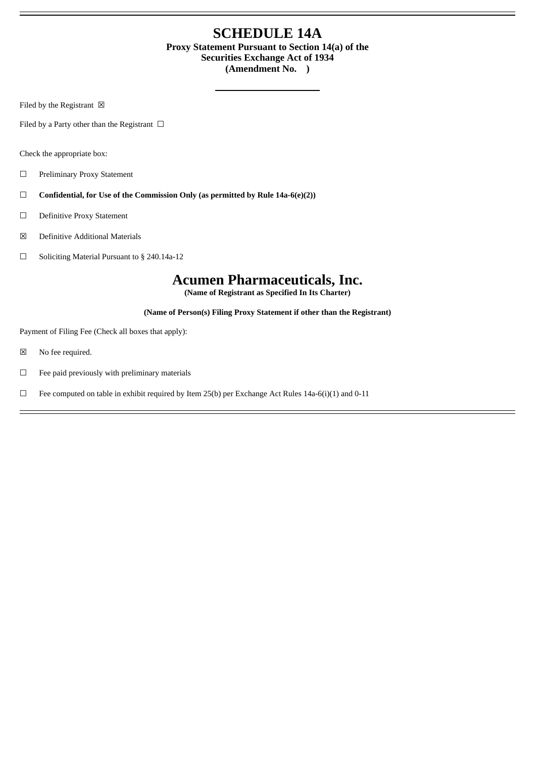# SCHEDULE 14A

**Proxy Statement Pursuant to Section 14(a) of the Securities Exchange Act of 1934 (Amendment No. )**

Filed by the Registrant ☒

Filed by a Party other than the Registrant ☐

Check the appropriate box:

☐ Preliminary Proxy Statement

☐ **Confidential, for Use of the Commission Only (as permitted by Rule 14a-6(e)(2))**

☐ Definitive Proxy Statement

☒ Definitive Additional Materials

☐ Soliciting Material Pursuant to § 240.14a-12

# Acumen Pharmaceuticals, Inc.

**(Name of Registrant as Specified In Its Charter)**

**(Name of Person(s) Filing Proxy Statement if other than the Registrant)**

Payment of Filing Fee (Check all boxes that apply):

☒ No fee required.

☐ Fee paid previously with preliminary materials

☐ Fee computed on table in exhibit required by Item 25(b) per Exchange Act Rules 14a-6(i)(1) and 0-11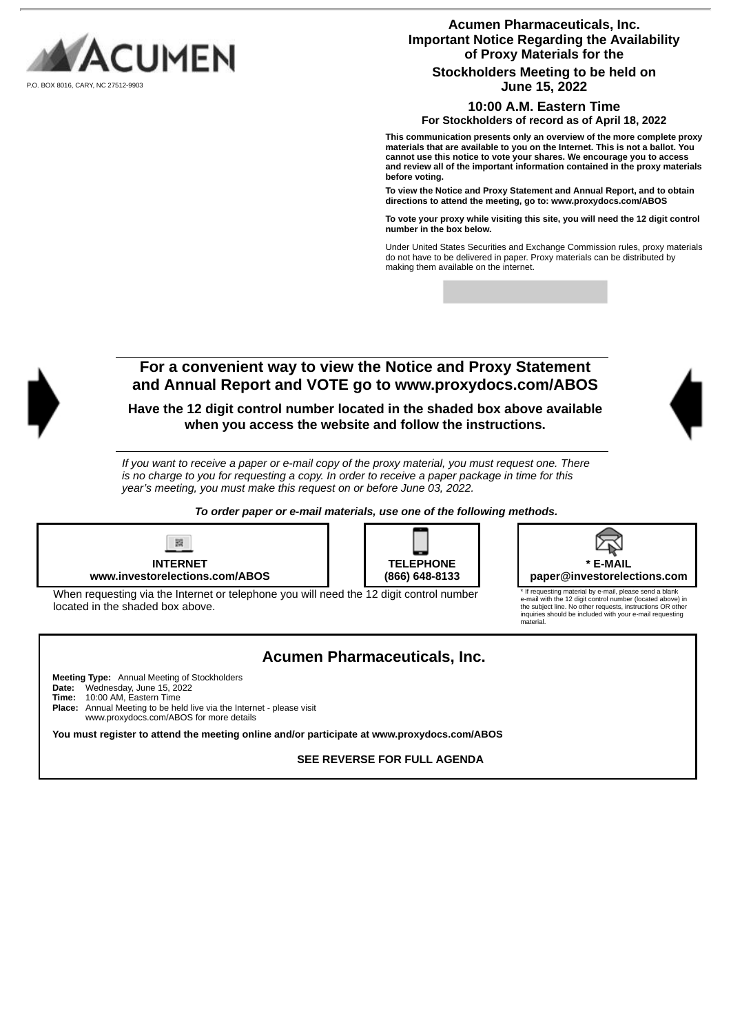ACUMEN

P.O. BOX 8016, CARY, NC 27512-9903

## Acumen Pharmaceuticals, Inc.
## Important Notice Regarding the Availability of Proxy Materials for the Stockholders Meeting to be held on June 15, 2022

### 10:00 A.M. Eastern Time

**For Stockholders of record as of April 18, 2022**

**This communication presents only an overview of the more complete proxy materials that are available to you on the Internet. This is not a ballot. You cannot use this notice to vote your shares. We encourage you to access and review all of the important information contained in the proxy materials before voting.**

**To view the Notice and Proxy Statement and Annual Report, and to obtain directions to attend the meeting, go to: www.proxydocs.com/ABOS**

**To vote your proxy while visiting this site, you will need the 12 digit control number in the box below.**

Under United States Securities and Exchange Commission rules, proxy materials do not have to be delivered in paper. Proxy materials can be distributed by making them available on the internet.

## For a convenient way to view the Notice and Proxy Statement and Annual Report and VOTE go to www.proxydocs.com/ABOS

**Have the 12 digit control number located in the shaded box above available when you access the website and follow the instructions.**

*If you want to receive a paper or e-mail copy of the proxy material, you must request one. There is no charge to you for requesting a copy. In order to receive a paper package in time for this year's meeting, you must make this request on or before June 03, 2022.*

***To order paper or e-mail materials, use one of the following methods.***

| INTERNET | TELEPHONE | * E-MAIL |
|---|---|---|
| **www.investorelections.com/ABOS** | **(866) 648-8133** | **paper@investorelections.com** |

When requesting via the Internet or telephone you will need the 12 digit control number located in the shaded box above.

* If requesting material by e-mail, please send a blank e-mail with the 12 digit control number (located above) in the subject line. No other requests, instructions OR other inquiries should be included with your e-mail requesting material.

## Acumen Pharmaceuticals, Inc.

**Meeting Type:** Annual Meeting of Stockholders
**Date:** Wednesday, June 15, 2022
**Time:** 10:00 AM, Eastern Time
**Place:** Annual Meeting to be held live via the Internet - please visit www.proxydocs.com/ABOS for more details

**You must register to attend the meeting online and/or participate at www.proxydocs.com/ABOS**

**SEE REVERSE FOR FULL AGENDA**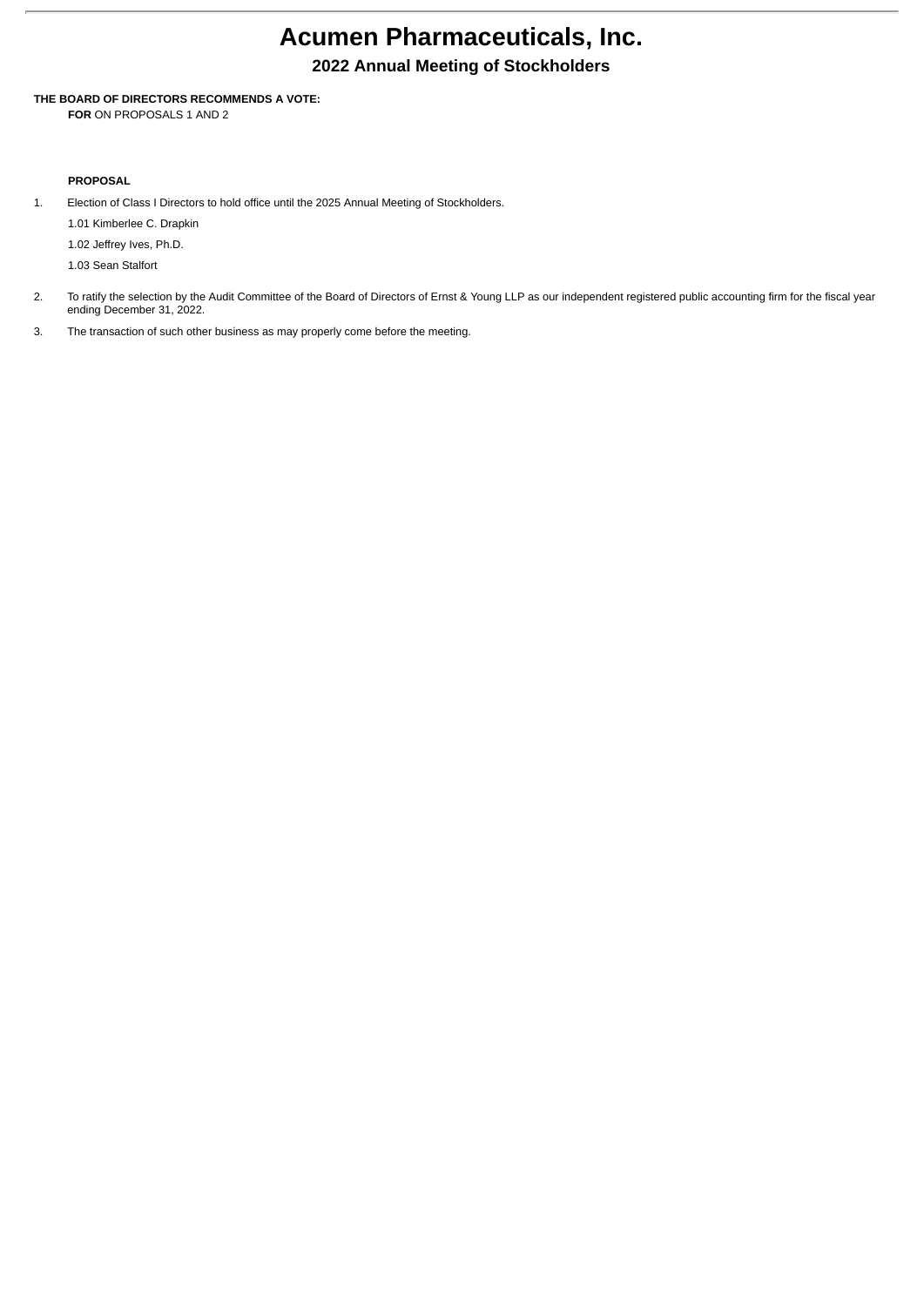# Acumen Pharmaceuticals, Inc.

## 2022 Annual Meeting of Stockholders

**THE BOARD OF DIRECTORS RECOMMENDS A VOTE:**

**FOR** ON PROPOSALS 1 AND 2

**PROPOSAL**

1. Election of Class I Directors to hold office until the 2025 Annual Meeting of Stockholders.

   1.01 Kimberlee C. Drapkin

   1.02 Jeffrey Ives, Ph.D.

   1.03 Sean Stalfort

2. To ratify the selection by the Audit Committee of the Board of Directors of Ernst & Young LLP as our independent registered public accounting firm for the fiscal year ending December 31, 2022.

3. The transaction of such other business as may properly come before the meeting.